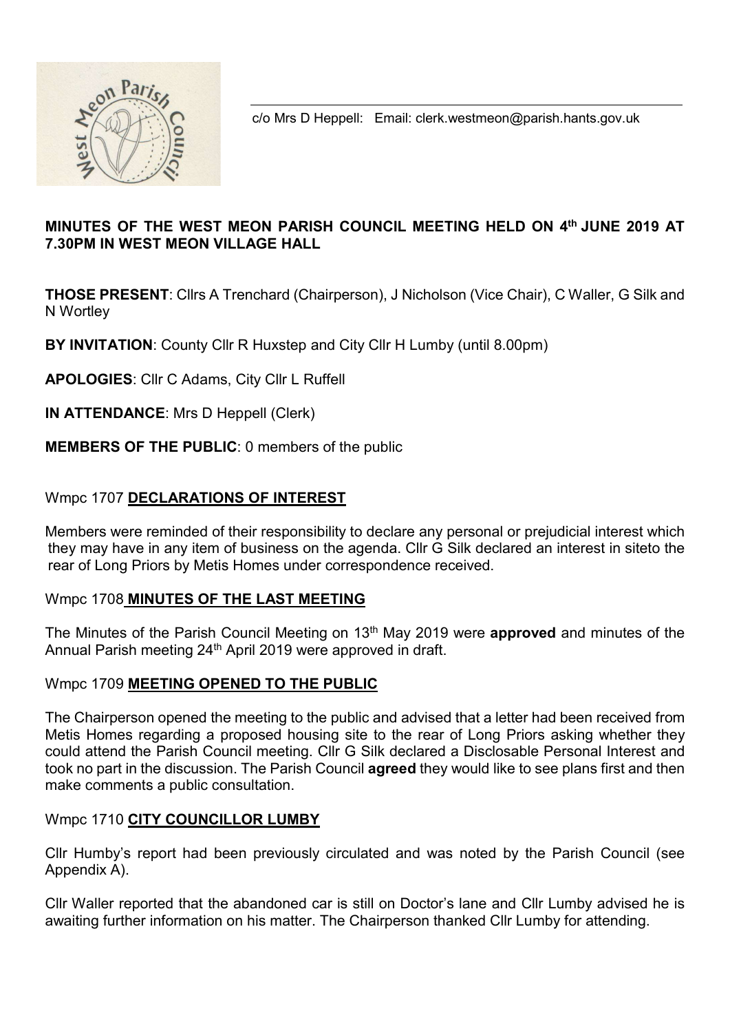c/o Mrs D Heppell: Email: clerk.westmeon@parish.hants.gov.uk

**MINUTES OF THE WEST MEON PARISH COUNCIL MEETING HELD ON 4th JUNE 2019 AT 7.30PM IN WEST MEON VILLAGE HALL**

**THOSE PRESENT**: Cllrs A Trenchard (Chairperson), J Nicholson (Vice Chair), C Waller, G Silk and N Wortley

**BY INVITATION**: County Cllr R Huxstep and City Cllr H Lumby (until 8.00pm)

**APOLOGIES**: Cllr C Adams, City Cllr L Ruffell

**IN ATTENDANCE**: Mrs D Heppell (Clerk)

**MEMBERS OF THE PUBLIC**: 0 members of the public

## Wmpc 1707 **DECLARATIONS OF INTEREST**

Members were reminded of their responsibility to declare any personal or prejudicial interest which they may have in any item of business on the agenda. Cllr G Silk declared an interest in siteto the rear of Long Priors by Metis Homes under correspondence received.

## Wmpc 1708 **MINUTES OF THE LAST MEETING**

The Minutes of the Parish Council Meeting on 13th May 2019 were **approved** and minutes of the Annual Parish meeting 24th April 2019 were approved in draft.

## Wmpc 1709 **MEETING OPENED TO THE PUBLIC**

The Chairperson opened the meeting to the public and advised that a letter had been received from Metis Homes regarding a proposed housing site to the rear of Long Priors asking whether they could attend the Parish Council meeting. Cllr G Silk declared a Disclosable Personal Interest and took no part in the discussion. The Parish Council **agreed** they would like to see plans first and then make comments a public consultation.

## Wmpc 1710 **CITY COUNCILLOR LUMBY**

Cllr Humby's report had been previously circulated and was noted by the Parish Council (see Appendix A).

Cllr Waller reported that the abandoned car is still on Doctor's lane and Cllr Lumby advised he is awaiting further information on his matter. The Chairperson thanked Cllr Lumby for attending.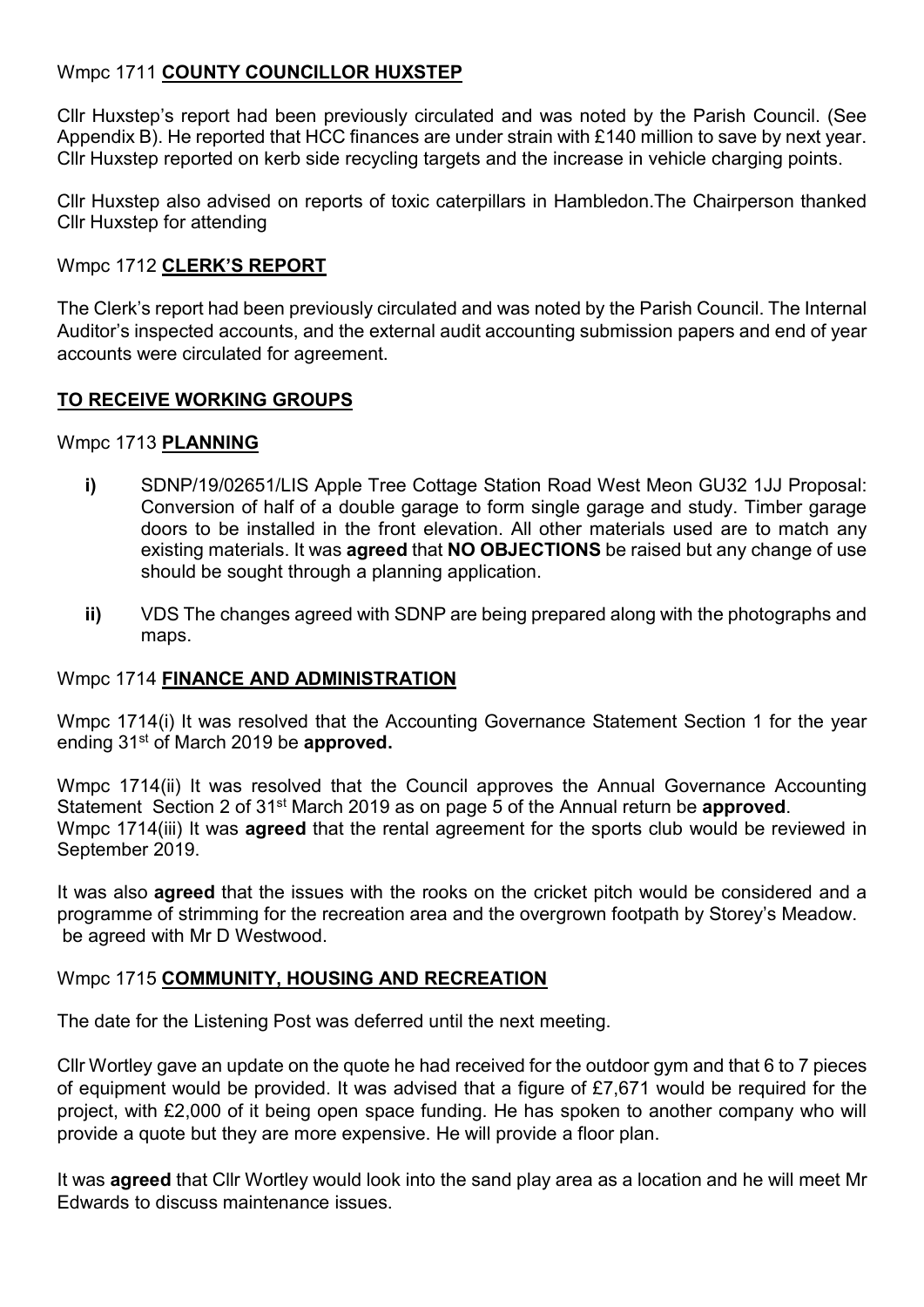Wmpc 1711 **COUNTY COUNCILLOR HUXSTEP**

Cllr Huxstep's report had been previously circulated and was noted by the Parish Council. (See Appendix B). He reported that HCC finances are under strain with £140 million to save by next year. Cllr Huxstep reported on kerb side recycling targets and the increase in vehicle charging points.

Cllr Huxstep also advised on reports of toxic caterpillars in Hambledon.The Chairperson thanked Cllr Huxstep for attending

Wmpc 1712 **CLERK'S REPORT**

The Clerk's report had been previously circulated and was noted by the Parish Council. The Internal Auditor's inspected accounts, and the external audit accounting submission papers and end of year accounts were circulated for agreement.

**TO RECEIVE WORKING GROUPS**

Wmpc 1713 **PLANNING**

- **i)** SDNP/19/02651/LIS Apple Tree Cottage Station Road West Meon GU32 1JJ Proposal: Conversion of half of a double garage to form single garage and study. Timber garage doors to be installed in the front elevation. All other materials used are to match any existing materials. It was **agreed** that **NO OBJECTIONS** be raised but any change of use should be sought through a planning application.

- **ii)** VDS The changes agreed with SDNP are being prepared along with the photographs and maps.

Wmpc 1714 **FINANCE AND ADMINISTRATION**

Wmpc 1714(i) It was resolved that the Accounting Governance Statement Section 1 for the year ending 31st of March 2019 be **approved.**

Wmpc 1714(ii) It was resolved that the Council approves the Annual Governance Accounting Statement Section 2 of 31st March 2019 as on page 5 of the Annual return be **approved**.
Wmpc 1714(iii) It was **agreed** that the rental agreement for the sports club would be reviewed in September 2019.

It was also **agreed** that the issues with the rooks on the cricket pitch would be considered and a programme of strimming for the recreation area and the overgrown footpath by Storey's Meadow. be agreed with Mr D Westwood.

Wmpc 1715 **COMMUNITY, HOUSING AND RECREATION**

The date for the Listening Post was deferred until the next meeting.

Cllr Wortley gave an update on the quote he had received for the outdoor gym and that 6 to 7 pieces of equipment would be provided. It was advised that a figure of £7,671 would be required for the project, with £2,000 of it being open space funding. He has spoken to another company who will provide a quote but they are more expensive. He will provide a floor plan.

It was **agreed** that Cllr Wortley would look into the sand play area as a location and he will meet Mr Edwards to discuss maintenance issues.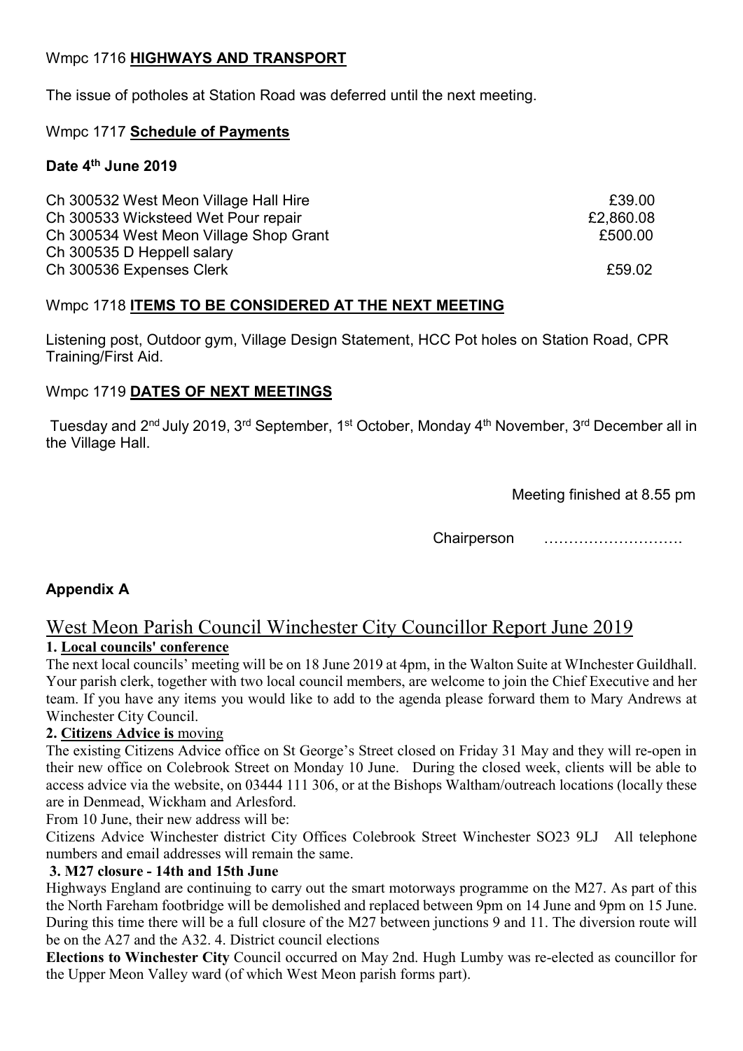Wmpc 1716 **HIGHWAYS AND TRANSPORT**

The issue of potholes at Station Road was deferred until the next meeting.

Wmpc 1717 **Schedule of Payments**

**Date 4th June 2019**

| | |
|---|---|
| Ch 300532 West Meon Village Hall Hire | £39.00 |
| Ch 300533 Wicksteed Wet Pour repair | £2,860.08 |
| Ch 300534 West Meon Village Shop Grant | £500.00 |
| Ch 300535 D Heppell salary | |
| Ch 300536 Expenses Clerk | £59.02 |

Wmpc 1718 **ITEMS TO BE CONSIDERED AT THE NEXT MEETING**

Listening post, Outdoor gym, Village Design Statement, HCC Pot holes on Station Road, CPR Training/First Aid.

Wmpc 1719 **DATES OF NEXT MEETINGS**

Tuesday and 2nd July 2019, 3rd September, 1st October, Monday 4th November, 3rd December all in the Village Hall.

Meeting finished at 8.55 pm

Chairperson ……………………….

**Appendix A**

# West Meon Parish Council Winchester City Councillor Report June 2019

**1. Local councils' conference**

The next local councils' meeting will be on 18 June 2019 at 4pm, in the Walton Suite at WInchester Guildhall. Your parish clerk, together with two local council members, are welcome to join the Chief Executive and her team. If you have any items you would like to add to the agenda please forward them to Mary Andrews at Winchester City Council.

**2. Citizens Advice is** moving

The existing Citizens Advice office on St George's Street closed on Friday 31 May and they will re-open in their new office on Colebrook Street on Monday 10 June. During the closed week, clients will be able to access advice via the website, on 03444 111 306, or at the Bishops Waltham/outreach locations (locally these are in Denmead, Wickham and Arlesford.

From 10 June, their new address will be:

Citizens Advice Winchester district City Offices Colebrook Street Winchester SO23 9LJ All telephone numbers and email addresses will remain the same.

**3. M27 closure - 14th and 15th June**

Highways England are continuing to carry out the smart motorways programme on the M27. As part of this the North Fareham footbridge will be demolished and replaced between 9pm on 14 June and 9pm on 15 June. During this time there will be a full closure of the M27 between junctions 9 and 11. The diversion route will be on the A27 and the A32. 4. District council elections

**Elections to Winchester City** Council occurred on May 2nd. Hugh Lumby was re-elected as councillor for the Upper Meon Valley ward (of which West Meon parish forms part).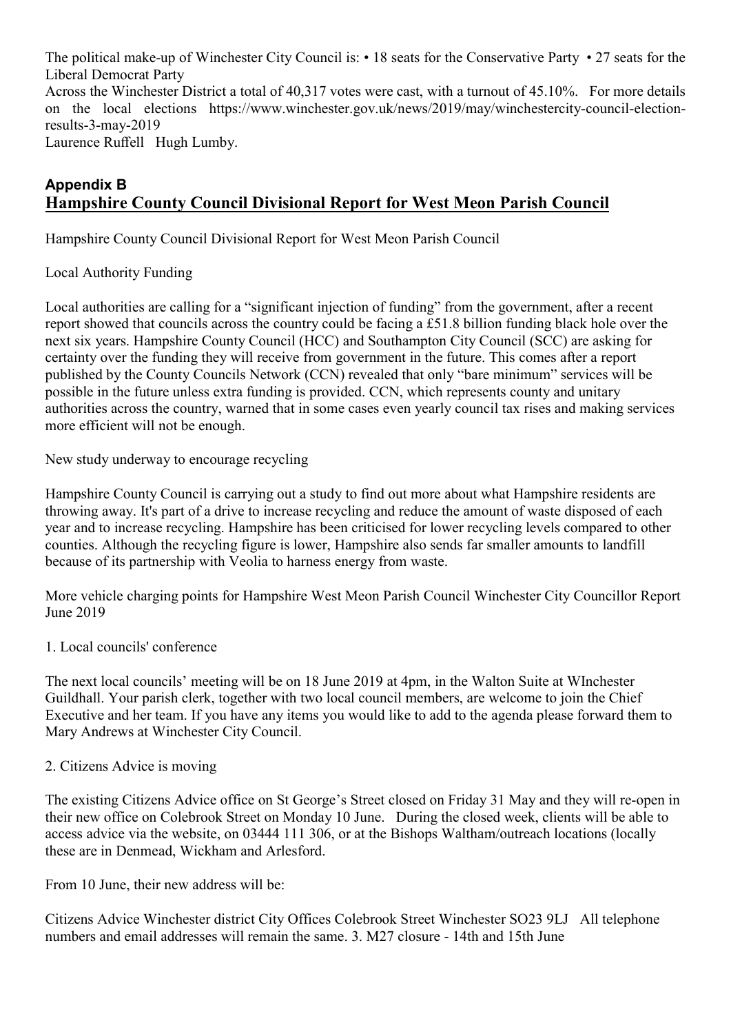The political make-up of Winchester City Council is: • 18 seats for the Conservative Party • 27 seats for the Liberal Democrat Party

Across the Winchester District a total of 40,317 votes were cast, with a turnout of 45.10%. For more details on the local elections https://www.winchester.gov.uk/news/2019/may/winchestercity-council-election-results-3-may-2019

Laurence Ruffell Hugh Lumby.

## Appendix B

## Hampshire County Council Divisional Report for West Meon Parish Council

Hampshire County Council Divisional Report for West Meon Parish Council

Local Authority Funding

Local authorities are calling for a "significant injection of funding" from the government, after a recent report showed that councils across the country could be facing a £51.8 billion funding black hole over the next six years. Hampshire County Council (HCC) and Southampton City Council (SCC) are asking for certainty over the funding they will receive from government in the future. This comes after a report published by the County Councils Network (CCN) revealed that only "bare minimum" services will be possible in the future unless extra funding is provided. CCN, which represents county and unitary authorities across the country, warned that in some cases even yearly council tax rises and making services more efficient will not be enough.

New study underway to encourage recycling

Hampshire County Council is carrying out a study to find out more about what Hampshire residents are throwing away. It's part of a drive to increase recycling and reduce the amount of waste disposed of each year and to increase recycling. Hampshire has been criticised for lower recycling levels compared to other counties. Although the recycling figure is lower, Hampshire also sends far smaller amounts to landfill because of its partnership with Veolia to harness energy from waste.

More vehicle charging points for Hampshire West Meon Parish Council Winchester City Councillor Report June 2019

1. Local councils' conference

The next local councils' meeting will be on 18 June 2019 at 4pm, in the Walton Suite at WInchester Guildhall. Your parish clerk, together with two local council members, are welcome to join the Chief Executive and her team. If you have any items you would like to add to the agenda please forward them to Mary Andrews at Winchester City Council.

2. Citizens Advice is moving

The existing Citizens Advice office on St George's Street closed on Friday 31 May and they will re-open in their new office on Colebrook Street on Monday 10 June. During the closed week, clients will be able to access advice via the website, on 03444 111 306, or at the Bishops Waltham/outreach locations (locally these are in Denmead, Wickham and Arlesford.

From 10 June, their new address will be:

Citizens Advice Winchester district City Offices Colebrook Street Winchester SO23 9LJ All telephone numbers and email addresses will remain the same. 3. M27 closure - 14th and 15th June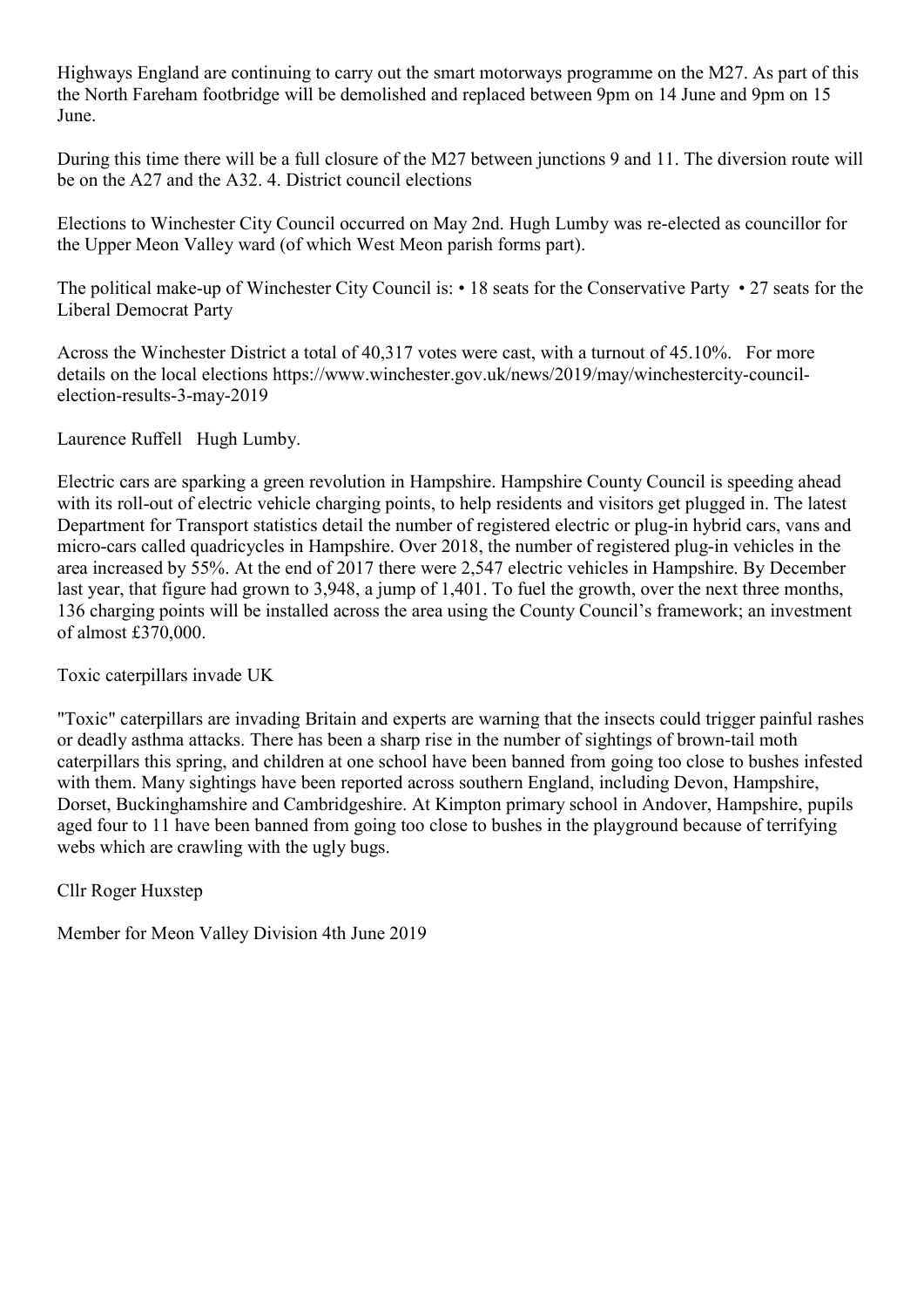Highways England are continuing to carry out the smart motorways programme on the M27. As part of this the North Fareham footbridge will be demolished and replaced between 9pm on 14 June and 9pm on 15 June.

During this time there will be a full closure of the M27 between junctions 9 and 11. The diversion route will be on the A27 and the A32. 4. District council elections

Elections to Winchester City Council occurred on May 2nd. Hugh Lumby was re-elected as councillor for the Upper Meon Valley ward (of which West Meon parish forms part).

The political make-up of Winchester City Council is: • 18 seats for the Conservative Party • 27 seats for the Liberal Democrat Party

Across the Winchester District a total of 40,317 votes were cast, with a turnout of 45.10%. For more details on the local elections https://www.winchester.gov.uk/news/2019/may/winchestercity-council-election-results-3-may-2019

Laurence Ruffell Hugh Lumby.

Electric cars are sparking a green revolution in Hampshire. Hampshire County Council is speeding ahead with its roll-out of electric vehicle charging points, to help residents and visitors get plugged in. The latest Department for Transport statistics detail the number of registered electric or plug-in hybrid cars, vans and micro-cars called quadricycles in Hampshire. Over 2018, the number of registered plug-in vehicles in the area increased by 55%. At the end of 2017 there were 2,547 electric vehicles in Hampshire. By December last year, that figure had grown to 3,948, a jump of 1,401. To fuel the growth, over the next three months, 136 charging points will be installed across the area using the County Council's framework; an investment of almost £370,000.

Toxic caterpillars invade UK

"Toxic" caterpillars are invading Britain and experts are warning that the insects could trigger painful rashes or deadly asthma attacks. There has been a sharp rise in the number of sightings of brown-tail moth caterpillars this spring, and children at one school have been banned from going too close to bushes infested with them. Many sightings have been reported across southern England, including Devon, Hampshire, Dorset, Buckinghamshire and Cambridgeshire. At Kimpton primary school in Andover, Hampshire, pupils aged four to 11 have been banned from going too close to bushes in the playground because of terrifying webs which are crawling with the ugly bugs.

Cllr Roger Huxstep

Member for Meon Valley Division 4th June 2019